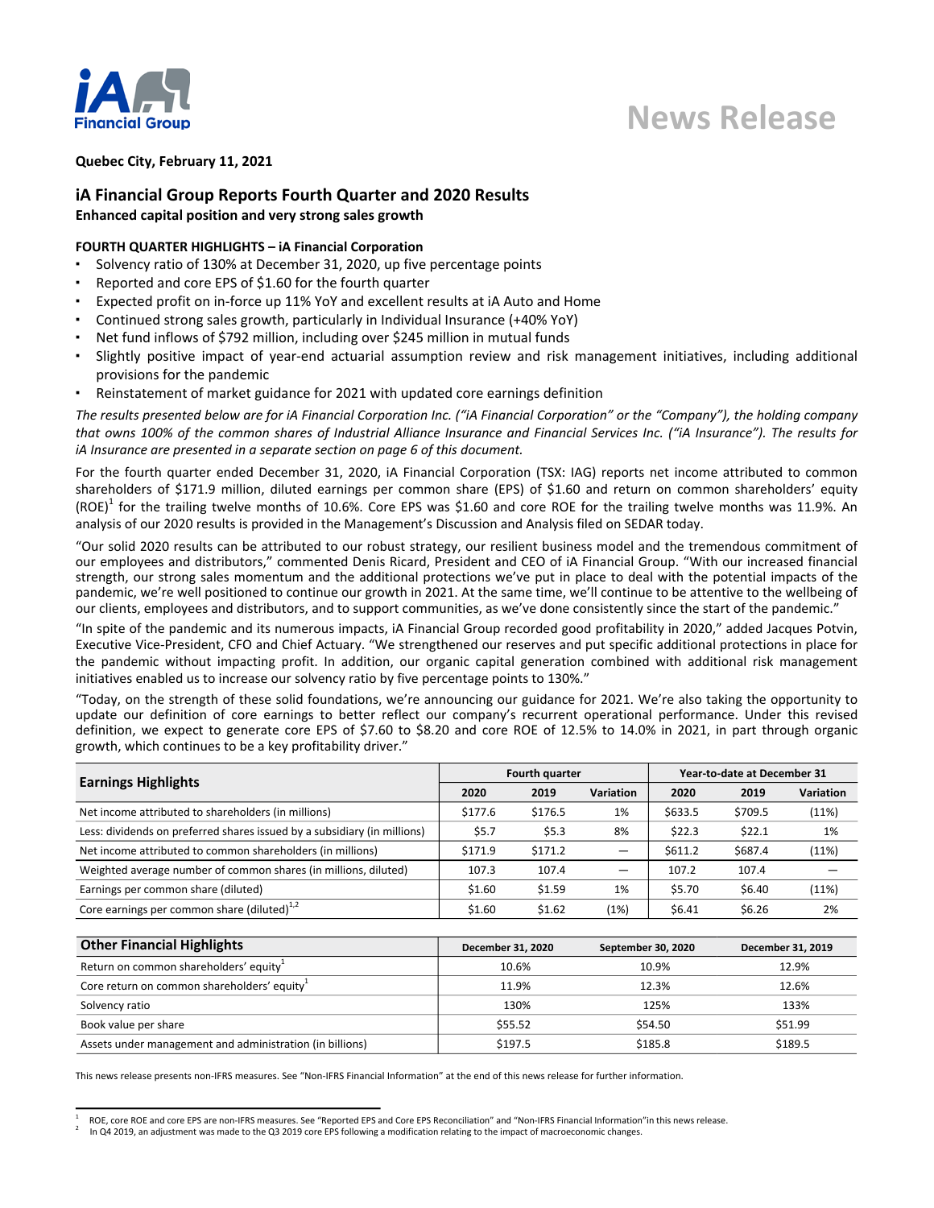iA Financial Group

# News Release

**Quebec City, February 11, 2021**

## iA Financial Group Reports Fourth Quarter and 2020 Results

**Enhanced capital position and very strong sales growth**

**FOURTH QUARTER HIGHLIGHTS – iA Financial Corporation**

- Solvency ratio of 130% at December 31, 2020, up five percentage points
- Reported and core EPS of $1.60 for the fourth quarter
- Expected profit on in-force up 11% YoY and excellent results at iA Auto and Home
- Continued strong sales growth, particularly in Individual Insurance (+40% YoY)
- Net fund inflows of $792 million, including over $245 million in mutual funds
- Slightly positive impact of year-end actuarial assumption review and risk management initiatives, including additional provisions for the pandemic
- Reinstatement of market guidance for 2021 with updated core earnings definition

*The results presented below are for iA Financial Corporation Inc. ("iA Financial Corporation" or the "Company"), the holding company that owns 100% of the common shares of Industrial Alliance Insurance and Financial Services Inc. ("iA Insurance"). The results for iA Insurance are presented in a separate section on page 6 of this document.*

For the fourth quarter ended December 31, 2020, iA Financial Corporation (TSX: IAG) reports net income attributed to common shareholders of $171.9 million, diluted earnings per common share (EPS) of $1.60 and return on common shareholders' equity (ROE)[1] for the trailing twelve months of 10.6%. Core EPS was $1.60 and core ROE for the trailing twelve months was 11.9%. An analysis of our 2020 results is provided in the Management's Discussion and Analysis filed on SEDAR today.

"Our solid 2020 results can be attributed to our robust strategy, our resilient business model and the tremendous commitment of our employees and distributors," commented Denis Ricard, President and CEO of iA Financial Group. "With our increased financial strength, our strong sales momentum and the additional protections we've put in place to deal with the potential impacts of the pandemic, we're well positioned to continue our growth in 2021. At the same time, we'll continue to be attentive to the wellbeing of our clients, employees and distributors, and to support communities, as we've done consistently since the start of the pandemic."

"In spite of the pandemic and its numerous impacts, iA Financial Group recorded good profitability in 2020," added Jacques Potvin, Executive Vice-President, CFO and Chief Actuary. "We strengthened our reserves and put specific additional protections in place for the pandemic without impacting profit. In addition, our organic capital generation combined with additional risk management initiatives enabled us to increase our solvency ratio by five percentage points to 130%."

"Today, on the strength of these solid foundations, we're announcing our guidance for 2021. We're also taking the opportunity to update our definition of core earnings to better reflect our company's recurrent operational performance. Under this revised definition, we expect to generate core EPS of $7.60 to $8.20 and core ROE of 12.5% to 14.0% in 2021, in part through organic growth, which continues to be a key profitability driver."

| Earnings Highlights | Fourth quarter | | | Year-to-date at December 31 | | |
|---|---|---|---|---|---|---|
| | 2020 | 2019 | Variation | 2020 | 2019 | Variation |
| Net income attributed to shareholders (in millions) | $177.6 | $176.5 | 1% | $633.5 | $709.5 | (11%) |
| Less: dividends on preferred shares issued by a subsidiary (in millions) | $5.7 | $5.3 | 8% | $22.3 | $22.1 | 1% |
| Net income attributed to common shareholders (in millions) | $171.9 | $171.2 | — | $611.2 | $687.4 | (11%) |
| Weighted average number of common shares (in millions, diluted) | 107.3 | 107.4 | — | 107.2 | 107.4 | — |
| Earnings per common share (diluted) | $1.60 | $1.59 | 1% | $5.70 | $6.40 | (11%) |
| Core earnings per common share (diluted)[1,2] | $1.60 | $1.62 | (1%) | $6.41 | $6.26 | 2% |

| Other Financial Highlights | December 31, 2020 | September 30, 2020 | December 31, 2019 |
|---|---|---|---|
| Return on common shareholders' equity[1] | 10.6% | 10.9% | 12.9% |
| Core return on common shareholders' equity[1] | 11.9% | 12.3% | 12.6% |
| Solvency ratio | 130% | 125% | 133% |
| Book value per share | $55.52 | $54.50 | $51.99 |
| Assets under management and administration (in billions) | $197.5 | $185.8 | $189.5 |

This news release presents non-IFRS measures. See "Non-IFRS Financial Information" at the end of this news release for further information.

[1] ROE, core ROE and core EPS are non-IFRS measures. See "Reported EPS and Core EPS Reconciliation" and "Non-IFRS Financial Information"in this news release.

[2] In Q4 2019, an adjustment was made to the Q3 2019 core EPS following a modification relating to the impact of macroeconomic changes.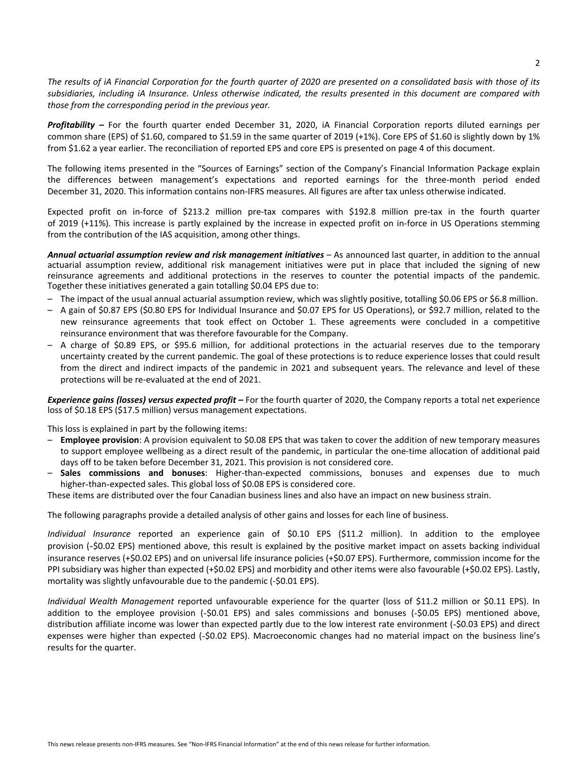*The results of iA Financial Corporation for the fourth quarter of 2020 are presented on a consolidated basis with those of its subsidiaries, including iA Insurance. Unless otherwise indicated, the results presented in this document are compared with those from the corresponding period in the previous year.*

***Profitability –*** For the fourth quarter ended December 31, 2020, iA Financial Corporation reports diluted earnings per common share (EPS) of $1.60, compared to $1.59 in the same quarter of 2019 (+1%). Core EPS of $1.60 is slightly down by 1% from $1.62 a year earlier. The reconciliation of reported EPS and core EPS is presented on page 4 of this document.

The following items presented in the "Sources of Earnings" section of the Company's Financial Information Package explain the differences between management's expectations and reported earnings for the three-month period ended December 31, 2020. This information contains non-IFRS measures. All figures are after tax unless otherwise indicated.

Expected profit on in-force of $213.2 million pre-tax compares with $192.8 million pre-tax in the fourth quarter of 2019 (+11%). This increase is partly explained by the increase in expected profit on in-force in US Operations stemming from the contribution of the IAS acquisition, among other things.

***Annual actuarial assumption review and risk management initiatives*** – As announced last quarter, in addition to the annual actuarial assumption review, additional risk management initiatives were put in place that included the signing of new reinsurance agreements and additional protections in the reserves to counter the potential impacts of the pandemic. Together these initiatives generated a gain totalling $0.04 EPS due to:

- The impact of the usual annual actuarial assumption review, which was slightly positive, totalling $0.06 EPS or $6.8 million.
- A gain of $0.87 EPS ($0.80 EPS for Individual Insurance and $0.07 EPS for US Operations), or $92.7 million, related to the new reinsurance agreements that took effect on October 1. These agreements were concluded in a competitive reinsurance environment that was therefore favourable for the Company.
- A charge of $0.89 EPS, or $95.6 million, for additional protections in the actuarial reserves due to the temporary uncertainty created by the current pandemic. The goal of these protections is to reduce experience losses that could result from the direct and indirect impacts of the pandemic in 2021 and subsequent years. The relevance and level of these protections will be re-evaluated at the end of 2021.

***Experience gains (losses) versus expected profit –*** For the fourth quarter of 2020, the Company reports a total net experience loss of $0.18 EPS ($17.5 million) versus management expectations.

This loss is explained in part by the following items:

- **Employee provision**: A provision equivalent to $0.08 EPS that was taken to cover the addition of new temporary measures to support employee wellbeing as a direct result of the pandemic, in particular the one-time allocation of additional paid days off to be taken before December 31, 2021. This provision is not considered core.
- **Sales commissions and bonuses**: Higher-than-expected commissions, bonuses and expenses due to much higher-than-expected sales. This global loss of $0.08 EPS is considered core.

These items are distributed over the four Canadian business lines and also have an impact on new business strain.

The following paragraphs provide a detailed analysis of other gains and losses for each line of business.

*Individual Insurance* reported an experience gain of $0.10 EPS ($11.2 million). In addition to the employee provision (-$0.02 EPS) mentioned above, this result is explained by the positive market impact on assets backing individual insurance reserves (+$0.02 EPS) and on universal life insurance policies (+$0.07 EPS). Furthermore, commission income for the PPI subsidiary was higher than expected (+$0.02 EPS) and morbidity and other items were also favourable (+$0.02 EPS). Lastly, mortality was slightly unfavourable due to the pandemic (-$0.01 EPS).

*Individual Wealth Management* reported unfavourable experience for the quarter (loss of $11.2 million or $0.11 EPS). In addition to the employee provision (-$0.01 EPS) and sales commissions and bonuses (-$0.05 EPS) mentioned above, distribution affiliate income was lower than expected partly due to the low interest rate environment (-$0.03 EPS) and direct expenses were higher than expected (-$0.02 EPS). Macroeconomic changes had no material impact on the business line's results for the quarter.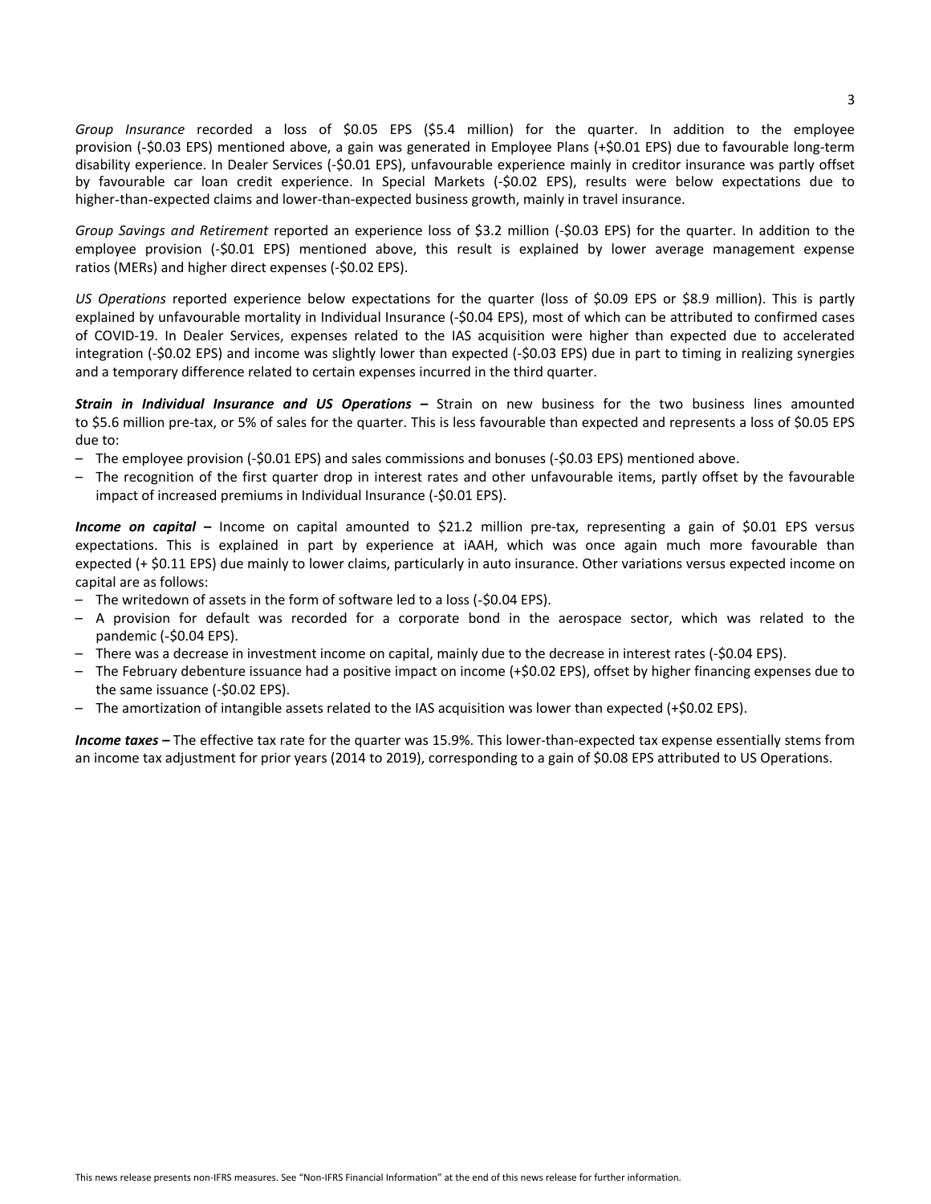*Group Insurance* recorded a loss of $0.05 EPS ($5.4 million) for the quarter. In addition to the employee provision (-$0.03 EPS) mentioned above, a gain was generated in Employee Plans (+$0.01 EPS) due to favourable long-term disability experience. In Dealer Services (-$0.01 EPS), unfavourable experience mainly in creditor insurance was partly offset by favourable car loan credit experience. In Special Markets (-$0.02 EPS), results were below expectations due to higher-than-expected claims and lower-than-expected business growth, mainly in travel insurance.

*Group Savings and Retirement* reported an experience loss of $3.2 million (-$0.03 EPS) for the quarter. In addition to the employee provision (-$0.01 EPS) mentioned above, this result is explained by lower average management expense ratios (MERs) and higher direct expenses (-$0.02 EPS).

*US Operations* reported experience below expectations for the quarter (loss of $0.09 EPS or $8.9 million). This is partly explained by unfavourable mortality in Individual Insurance (-$0.04 EPS), most of which can be attributed to confirmed cases of COVID-19. In Dealer Services, expenses related to the IAS acquisition were higher than expected due to accelerated integration (-$0.02 EPS) and income was slightly lower than expected (-$0.03 EPS) due in part to timing in realizing synergies and a temporary difference related to certain expenses incurred in the third quarter.

***Strain in Individual Insurance and US Operations –*** Strain on new business for the two business lines amounted to $5.6 million pre-tax, or 5% of sales for the quarter. This is less favourable than expected and represents a loss of $0.05 EPS due to:

- The employee provision (-$0.01 EPS) and sales commissions and bonuses (-$0.03 EPS) mentioned above.
- The recognition of the first quarter drop in interest rates and other unfavourable items, partly offset by the favourable impact of increased premiums in Individual Insurance (-$0.01 EPS).

***Income on capital –*** Income on capital amounted to $21.2 million pre-tax, representing a gain of $0.01 EPS versus expectations. This is explained in part by experience at iAAH, which was once again much more favourable than expected (+ $0.11 EPS) due mainly to lower claims, particularly in auto insurance. Other variations versus expected income on capital are as follows:

- The writedown of assets in the form of software led to a loss (-$0.04 EPS).
- A provision for default was recorded for a corporate bond in the aerospace sector, which was related to the pandemic (-$0.04 EPS).
- There was a decrease in investment income on capital, mainly due to the decrease in interest rates (-$0.04 EPS).
- The February debenture issuance had a positive impact on income (+$0.02 EPS), offset by higher financing expenses due to the same issuance (-$0.02 EPS).
- The amortization of intangible assets related to the IAS acquisition was lower than expected (+$0.02 EPS).

***Income taxes –*** The effective tax rate for the quarter was 15.9%. This lower-than-expected tax expense essentially stems from an income tax adjustment for prior years (2014 to 2019), corresponding to a gain of $0.08 EPS attributed to US Operations.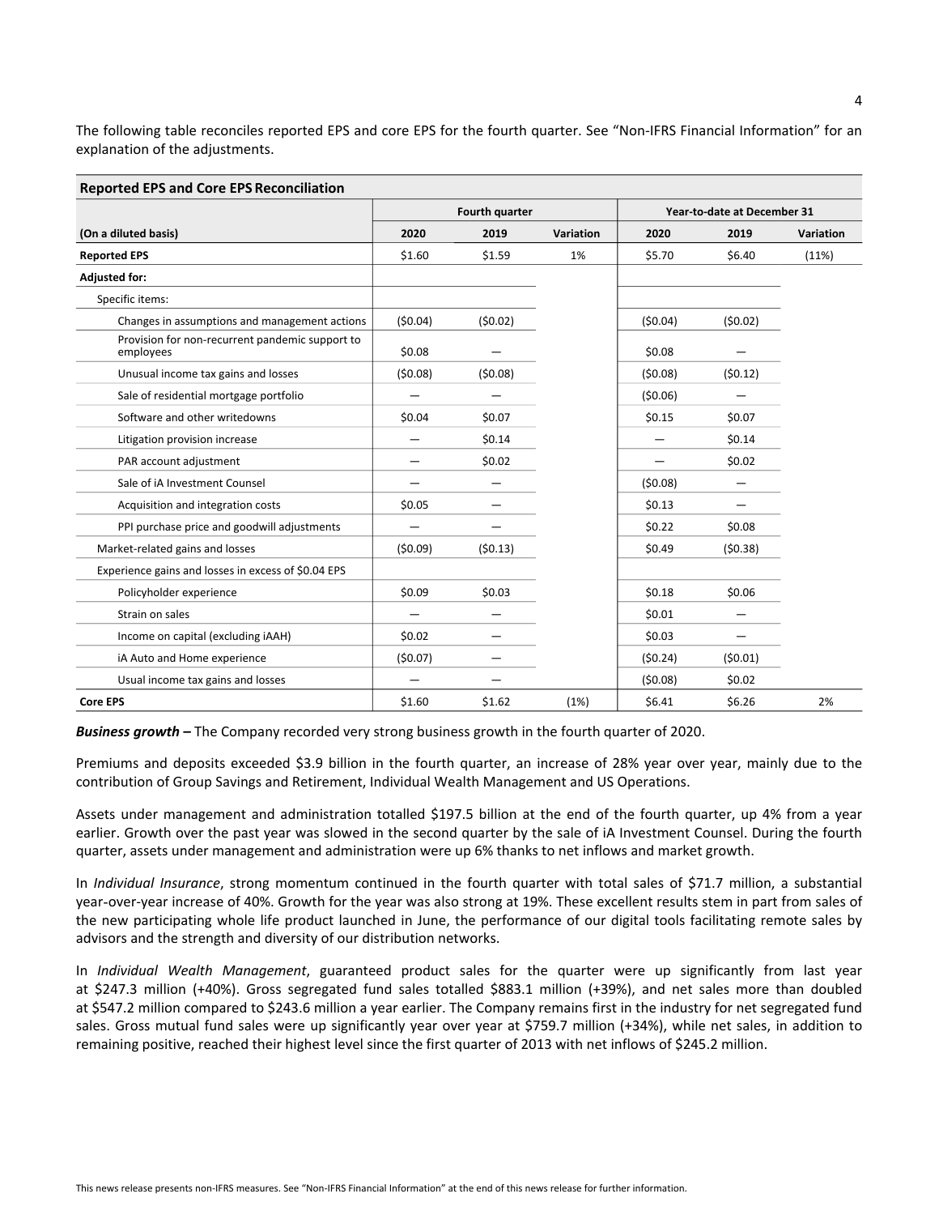The following table reconciles reported EPS and core EPS for the fourth quarter. See "Non-IFRS Financial Information" for an explanation of the adjustments.

| Reported EPS and Core EPS Reconciliation | | | | | | |
|---|---|---|---|---|---|---|
| | Fourth quarter | | | Year-to-date at December 31 | | |
| (On a diluted basis) | 2020 | 2019 | Variation | 2020 | 2019 | Variation |
| **Reported EPS** | $1.60 | $1.59 | 1% | $5.70 | $6.40 | (11%) |
| **Adjusted for:** | | | | | | |
| Specific items: | | | | | | |
| Changes in assumptions and management actions | ($0.04) | ($0.02) | | ($0.04) | ($0.02) | |
| Provision for non-recurrent pandemic support to employees | $0.08 | — | | $0.08 | — | |
| Unusual income tax gains and losses | ($0.08) | ($0.08) | | ($0.08) | ($0.12) | |
| Sale of residential mortgage portfolio | — | — | | ($0.06) | — | |
| Software and other writedowns | $0.04 | $0.07 | | $0.15 | $0.07 | |
| Litigation provision increase | — | $0.14 | | — | $0.14 | |
| PAR account adjustment | — | $0.02 | | — | $0.02 | |
| Sale of iA Investment Counsel | — | — | | ($0.08) | — | |
| Acquisition and integration costs | $0.05 | — | | $0.13 | — | |
| PPI purchase price and goodwill adjustments | — | — | | $0.22 | $0.08 | |
| Market-related gains and losses | ($0.09) | ($0.13) | | $0.49 | ($0.38) | |
| Experience gains and losses in excess of $0.04 EPS | | | | | | |
| Policyholder experience | $0.09 | $0.03 | | $0.18 | $0.06 | |
| Strain on sales | — | — | | $0.01 | — | |
| Income on capital (excluding iAAH) | $0.02 | — | | $0.03 | — | |
| iA Auto and Home experience | ($0.07) | — | | ($0.24) | ($0.01) | |
| Usual income tax gains and losses | — | — | | ($0.08) | $0.02 | |
| **Core EPS** | $1.60 | $1.62 | (1%) | $6.41 | $6.26 | 2% |

***Business growth –*** The Company recorded very strong business growth in the fourth quarter of 2020.

Premiums and deposits exceeded $3.9 billion in the fourth quarter, an increase of 28% year over year, mainly due to the contribution of Group Savings and Retirement, Individual Wealth Management and US Operations.

Assets under management and administration totalled $197.5 billion at the end of the fourth quarter, up 4% from a year earlier. Growth over the past year was slowed in the second quarter by the sale of iA Investment Counsel. During the fourth quarter, assets under management and administration were up 6% thanks to net inflows and market growth.

In *Individual Insurance*, strong momentum continued in the fourth quarter with total sales of $71.7 million, a substantial year-over-year increase of 40%. Growth for the year was also strong at 19%. These excellent results stem in part from sales of the new participating whole life product launched in June, the performance of our digital tools facilitating remote sales by advisors and the strength and diversity of our distribution networks.

In *Individual Wealth Management*, guaranteed product sales for the quarter were up significantly from last year at $247.3 million (+40%). Gross segregated fund sales totalled $883.1 million (+39%), and net sales more than doubled at $547.2 million compared to $243.6 million a year earlier. The Company remains first in the industry for net segregated fund sales. Gross mutual fund sales were up significantly year over year at $759.7 million (+34%), while net sales, in addition to remaining positive, reached their highest level since the first quarter of 2013 with net inflows of $245.2 million.

This news release presents non-IFRS measures. See "Non-IFRS Financial Information" at the end of this news release for further information.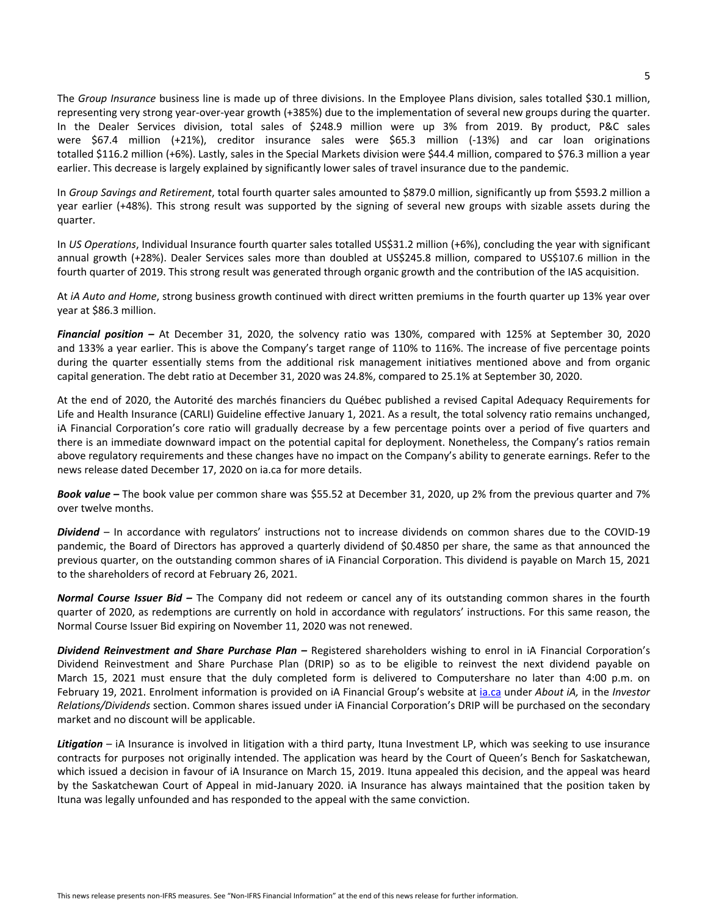The *Group Insurance* business line is made up of three divisions. In the Employee Plans division, sales totalled $30.1 million, representing very strong year-over-year growth (+385%) due to the implementation of several new groups during the quarter. In the Dealer Services division, total sales of $248.9 million were up 3% from 2019. By product, P&C sales were $67.4 million (+21%), creditor insurance sales were $65.3 million (-13%) and car loan originations totalled $116.2 million (+6%). Lastly, sales in the Special Markets division were $44.4 million, compared to $76.3 million a year earlier. This decrease is largely explained by significantly lower sales of travel insurance due to the pandemic.

In *Group Savings and Retirement*, total fourth quarter sales amounted to $879.0 million, significantly up from $593.2 million a year earlier (+48%). This strong result was supported by the signing of several new groups with sizable assets during the quarter.

In *US Operations*, Individual Insurance fourth quarter sales totalled US$31.2 million (+6%), concluding the year with significant annual growth (+28%). Dealer Services sales more than doubled at US$245.8 million, compared to US$107.6 million in the fourth quarter of 2019. This strong result was generated through organic growth and the contribution of the IAS acquisition.

At *iA Auto and Home*, strong business growth continued with direct written premiums in the fourth quarter up 13% year over year at $86.3 million.

***Financial position –*** At December 31, 2020, the solvency ratio was 130%, compared with 125% at September 30, 2020 and 133% a year earlier. This is above the Company's target range of 110% to 116%. The increase of five percentage points during the quarter essentially stems from the additional risk management initiatives mentioned above and from organic capital generation. The debt ratio at December 31, 2020 was 24.8%, compared to 25.1% at September 30, 2020.

At the end of 2020, the Autorité des marchés financiers du Québec published a revised Capital Adequacy Requirements for Life and Health Insurance (CARLI) Guideline effective January 1, 2021. As a result, the total solvency ratio remains unchanged, iA Financial Corporation's core ratio will gradually decrease by a few percentage points over a period of five quarters and there is an immediate downward impact on the potential capital for deployment. Nonetheless, the Company's ratios remain above regulatory requirements and these changes have no impact on the Company's ability to generate earnings. Refer to the news release dated December 17, 2020 on ia.ca for more details.

***Book value –*** The book value per common share was $55.52 at December 31, 2020, up 2% from the previous quarter and 7% over twelve months.

***Dividend*** – In accordance with regulators' instructions not to increase dividends on common shares due to the COVID-19 pandemic, the Board of Directors has approved a quarterly dividend of $0.4850 per share, the same as that announced the previous quarter, on the outstanding common shares of iA Financial Corporation. This dividend is payable on March 15, 2021 to the shareholders of record at February 26, 2021.

***Normal Course Issuer Bid –*** The Company did not redeem or cancel any of its outstanding common shares in the fourth quarter of 2020, as redemptions are currently on hold in accordance with regulators' instructions. For this same reason, the Normal Course Issuer Bid expiring on November 11, 2020 was not renewed.

***Dividend Reinvestment and Share Purchase Plan –*** Registered shareholders wishing to enrol in iA Financial Corporation's Dividend Reinvestment and Share Purchase Plan (DRIP) so as to be eligible to reinvest the next dividend payable on March 15, 2021 must ensure that the duly completed form is delivered to Computershare no later than 4:00 p.m. on February 19, 2021. Enrolment information is provided on iA Financial Group's website at ia.ca under *About iA,* in the *Investor Relations/Dividends* section. Common shares issued under iA Financial Corporation's DRIP will be purchased on the secondary market and no discount will be applicable.

***Litigation*** – iA Insurance is involved in litigation with a third party, Ituna Investment LP, which was seeking to use insurance contracts for purposes not originally intended. The application was heard by the Court of Queen's Bench for Saskatchewan, which issued a decision in favour of iA Insurance on March 15, 2019. Ituna appealed this decision, and the appeal was heard by the Saskatchewan Court of Appeal in mid-January 2020. iA Insurance has always maintained that the position taken by Ituna was legally unfounded and has responded to the appeal with the same conviction.

This news release presents non-IFRS measures. See "Non-IFRS Financial Information" at the end of this news release for further information.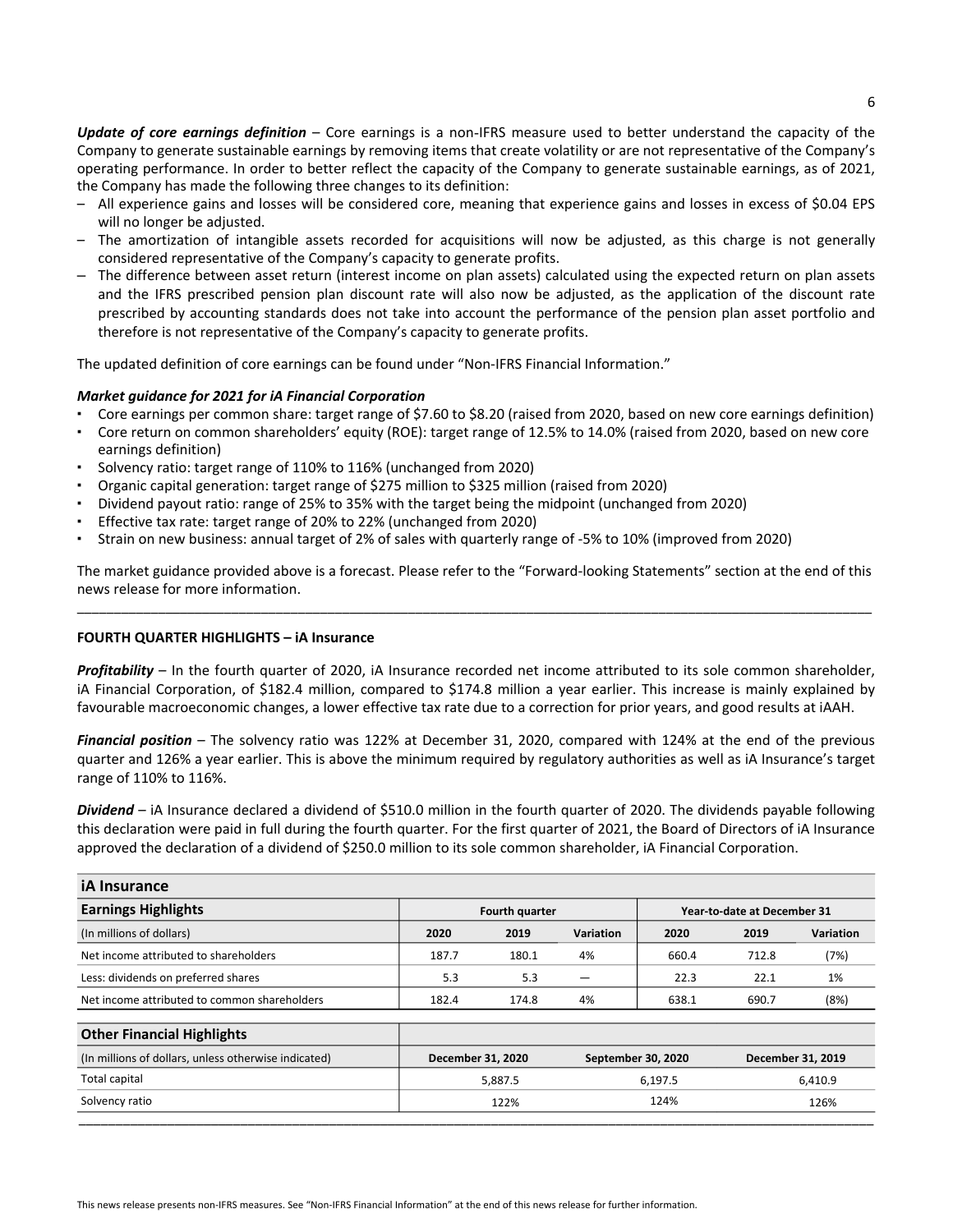***Update of core earnings definition*** – Core earnings is a non-IFRS measure used to better understand the capacity of the Company to generate sustainable earnings by removing items that create volatility or are not representative of the Company's operating performance. In order to better reflect the capacity of the Company to generate sustainable earnings, as of 2021, the Company has made the following three changes to its definition:

- All experience gains and losses will be considered core, meaning that experience gains and losses in excess of $0.04 EPS will no longer be adjusted.
- The amortization of intangible assets recorded for acquisitions will now be adjusted, as this charge is not generally considered representative of the Company's capacity to generate profits.
- The difference between asset return (interest income on plan assets) calculated using the expected return on plan assets and the IFRS prescribed pension plan discount rate will also now be adjusted, as the application of the discount rate prescribed by accounting standards does not take into account the performance of the pension plan asset portfolio and therefore is not representative of the Company's capacity to generate profits.

The updated definition of core earnings can be found under "Non-IFRS Financial Information."

***Market guidance for 2021 for iA Financial Corporation***

- Core earnings per common share: target range of $7.60 to $8.20 (raised from 2020, based on new core earnings definition)
- Core return on common shareholders' equity (ROE): target range of 12.5% to 14.0% (raised from 2020, based on new core earnings definition)
- Solvency ratio: target range of 110% to 116% (unchanged from 2020)
- Organic capital generation: target range of $275 million to $325 million (raised from 2020)
- Dividend payout ratio: range of 25% to 35% with the target being the midpoint (unchanged from 2020)
- Effective tax rate: target range of 20% to 22% (unchanged from 2020)
- Strain on new business: annual target of 2% of sales with quarterly range of -5% to 10% (improved from 2020)

The market guidance provided above is a forecast. Please refer to the "Forward-looking Statements" section at the end of this news release for more information.

---

**FOURTH QUARTER HIGHLIGHTS – iA Insurance**

***Profitability*** – In the fourth quarter of 2020, iA Insurance recorded net income attributed to its sole common shareholder, iA Financial Corporation, of $182.4 million, compared to $174.8 million a year earlier. This increase is mainly explained by favourable macroeconomic changes, a lower effective tax rate due to a correction for prior years, and good results at iAAH.

***Financial position*** – The solvency ratio was 122% at December 31, 2020, compared with 124% at the end of the previous quarter and 126% a year earlier. This is above the minimum required by regulatory authorities as well as iA Insurance's target range of 110% to 116%.

***Dividend*** – iA Insurance declared a dividend of $510.0 million in the fourth quarter of 2020. The dividends payable following this declaration were paid in full during the fourth quarter. For the first quarter of 2021, the Board of Directors of iA Insurance approved the declaration of a dividend of $250.0 million to its sole common shareholder, iA Financial Corporation.

**iA Insurance**

| **Earnings Highlights** | Fourth quarter | | | Year-to-date at December 31 | | |
|---|---|---|---|---|---|---|
| (In millions of dollars) | 2020 | 2019 | Variation | 2020 | 2019 | Variation |
| Net income attributed to shareholders | 187.7 | 180.1 | 4% | 660.4 | 712.8 | (7%) |
| Less: dividends on preferred shares | 5.3 | 5.3 | — | 22.3 | 22.1 | 1% |
| Net income attributed to common shareholders | 182.4 | 174.8 | 4% | 638.1 | 690.7 | (8%) |

| **Other Financial Highlights** | | | |
|---|---|---|---|
| (In millions of dollars, unless otherwise indicated) | December 31, 2020 | September 30, 2020 | December 31, 2019 |
| Total capital | 5,887.5 | 6,197.5 | 6,410.9 |
| Solvency ratio | 122% | 124% | 126% |

---

This news release presents non-IFRS measures. See "Non-IFRS Financial Information" at the end of this news release for further information.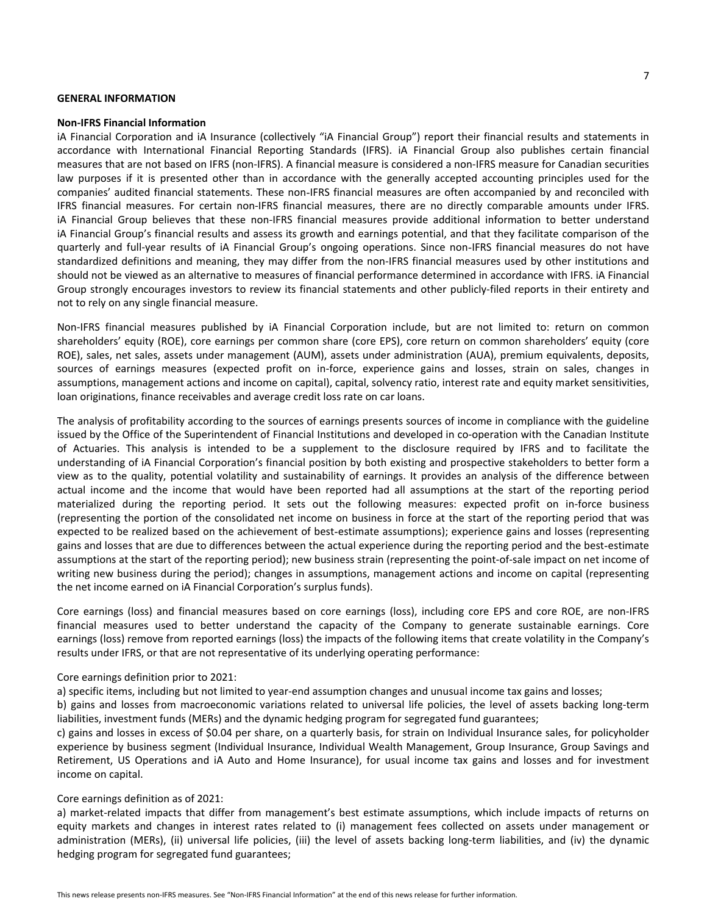## GENERAL INFORMATION

### Non-IFRS Financial Information

iA Financial Corporation and iA Insurance (collectively "iA Financial Group") report their financial results and statements in accordance with International Financial Reporting Standards (IFRS). iA Financial Group also publishes certain financial measures that are not based on IFRS (non-IFRS). A financial measure is considered a non-IFRS measure for Canadian securities law purposes if it is presented other than in accordance with the generally accepted accounting principles used for the companies' audited financial statements. These non-IFRS financial measures are often accompanied by and reconciled with IFRS financial measures. For certain non-IFRS financial measures, there are no directly comparable amounts under IFRS. iA Financial Group believes that these non-IFRS financial measures provide additional information to better understand iA Financial Group's financial results and assess its growth and earnings potential, and that they facilitate comparison of the quarterly and full-year results of iA Financial Group's ongoing operations. Since non-IFRS financial measures do not have standardized definitions and meaning, they may differ from the non-IFRS financial measures used by other institutions and should not be viewed as an alternative to measures of financial performance determined in accordance with IFRS. iA Financial Group strongly encourages investors to review its financial statements and other publicly-filed reports in their entirety and not to rely on any single financial measure.

Non-IFRS financial measures published by iA Financial Corporation include, but are not limited to: return on common shareholders' equity (ROE), core earnings per common share (core EPS), core return on common shareholders' equity (core ROE), sales, net sales, assets under management (AUM), assets under administration (AUA), premium equivalents, deposits, sources of earnings measures (expected profit on in-force, experience gains and losses, strain on sales, changes in assumptions, management actions and income on capital), capital, solvency ratio, interest rate and equity market sensitivities, loan originations, finance receivables and average credit loss rate on car loans.

The analysis of profitability according to the sources of earnings presents sources of income in compliance with the guideline issued by the Office of the Superintendent of Financial Institutions and developed in co-operation with the Canadian Institute of Actuaries. This analysis is intended to be a supplement to the disclosure required by IFRS and to facilitate the understanding of iA Financial Corporation's financial position by both existing and prospective stakeholders to better form a view as to the quality, potential volatility and sustainability of earnings. It provides an analysis of the difference between actual income and the income that would have been reported had all assumptions at the start of the reporting period materialized during the reporting period. It sets out the following measures: expected profit on in-force business (representing the portion of the consolidated net income on business in force at the start of the reporting period that was expected to be realized based on the achievement of best-estimate assumptions); experience gains and losses (representing gains and losses that are due to differences between the actual experience during the reporting period and the best-estimate assumptions at the start of the reporting period); new business strain (representing the point-of-sale impact on net income of writing new business during the period); changes in assumptions, management actions and income on capital (representing the net income earned on iA Financial Corporation's surplus funds).

Core earnings (loss) and financial measures based on core earnings (loss), including core EPS and core ROE, are non-IFRS financial measures used to better understand the capacity of the Company to generate sustainable earnings. Core earnings (loss) remove from reported earnings (loss) the impacts of the following items that create volatility in the Company's results under IFRS, or that are not representative of its underlying operating performance:

Core earnings definition prior to 2021:

a) specific items, including but not limited to year-end assumption changes and unusual income tax gains and losses;

b) gains and losses from macroeconomic variations related to universal life policies, the level of assets backing long-term liabilities, investment funds (MERs) and the dynamic hedging program for segregated fund guarantees;

c) gains and losses in excess of $0.04 per share, on a quarterly basis, for strain on Individual Insurance sales, for policyholder experience by business segment (Individual Insurance, Individual Wealth Management, Group Insurance, Group Savings and Retirement, US Operations and iA Auto and Home Insurance), for usual income tax gains and losses and for investment income on capital.

Core earnings definition as of 2021:

a) market-related impacts that differ from management's best estimate assumptions, which include impacts of returns on equity markets and changes in interest rates related to (i) management fees collected on assets under management or administration (MERs), (ii) universal life policies, (iii) the level of assets backing long-term liabilities, and (iv) the dynamic hedging program for segregated fund guarantees;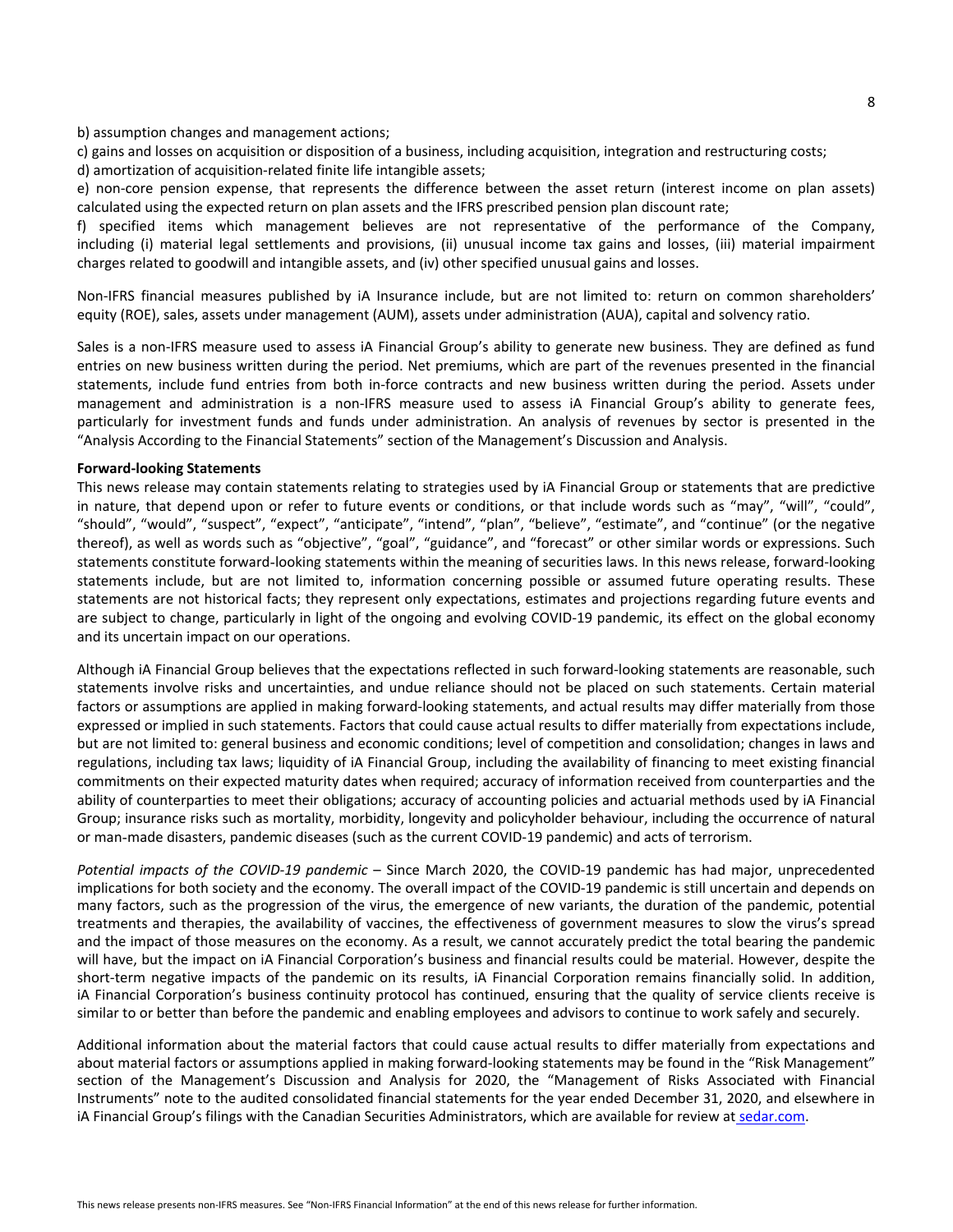b) assumption changes and management actions;

c) gains and losses on acquisition or disposition of a business, including acquisition, integration and restructuring costs;

d) amortization of acquisition-related finite life intangible assets;

e) non-core pension expense, that represents the difference between the asset return (interest income on plan assets) calculated using the expected return on plan assets and the IFRS prescribed pension plan discount rate;

f) specified items which management believes are not representative of the performance of the Company, including (i) material legal settlements and provisions, (ii) unusual income tax gains and losses, (iii) material impairment charges related to goodwill and intangible assets, and (iv) other specified unusual gains and losses.

Non-IFRS financial measures published by iA Insurance include, but are not limited to: return on common shareholders' equity (ROE), sales, assets under management (AUM), assets under administration (AUA), capital and solvency ratio.

Sales is a non-IFRS measure used to assess iA Financial Group's ability to generate new business. They are defined as fund entries on new business written during the period. Net premiums, which are part of the revenues presented in the financial statements, include fund entries from both in-force contracts and new business written during the period. Assets under management and administration is a non-IFRS measure used to assess iA Financial Group's ability to generate fees, particularly for investment funds and funds under administration. An analysis of revenues by sector is presented in the "Analysis According to the Financial Statements" section of the Management's Discussion and Analysis.

**Forward-looking Statements**

This news release may contain statements relating to strategies used by iA Financial Group or statements that are predictive in nature, that depend upon or refer to future events or conditions, or that include words such as "may", "will", "could", "should", "would", "suspect", "expect", "anticipate", "intend", "plan", "believe", "estimate", and "continue" (or the negative thereof), as well as words such as "objective", "goal", "guidance", and "forecast" or other similar words or expressions. Such statements constitute forward-looking statements within the meaning of securities laws. In this news release, forward-looking statements include, but are not limited to, information concerning possible or assumed future operating results. These statements are not historical facts; they represent only expectations, estimates and projections regarding future events and are subject to change, particularly in light of the ongoing and evolving COVID-19 pandemic, its effect on the global economy and its uncertain impact on our operations.

Although iA Financial Group believes that the expectations reflected in such forward-looking statements are reasonable, such statements involve risks and uncertainties, and undue reliance should not be placed on such statements. Certain material factors or assumptions are applied in making forward-looking statements, and actual results may differ materially from those expressed or implied in such statements. Factors that could cause actual results to differ materially from expectations include, but are not limited to: general business and economic conditions; level of competition and consolidation; changes in laws and regulations, including tax laws; liquidity of iA Financial Group, including the availability of financing to meet existing financial commitments on their expected maturity dates when required; accuracy of information received from counterparties and the ability of counterparties to meet their obligations; accuracy of accounting policies and actuarial methods used by iA Financial Group; insurance risks such as mortality, morbidity, longevity and policyholder behaviour, including the occurrence of natural or man-made disasters, pandemic diseases (such as the current COVID-19 pandemic) and acts of terrorism.

*Potential impacts of the COVID-19 pandemic* – Since March 2020, the COVID-19 pandemic has had major, unprecedented implications for both society and the economy. The overall impact of the COVID-19 pandemic is still uncertain and depends on many factors, such as the progression of the virus, the emergence of new variants, the duration of the pandemic, potential treatments and therapies, the availability of vaccines, the effectiveness of government measures to slow the virus's spread and the impact of those measures on the economy. As a result, we cannot accurately predict the total bearing the pandemic will have, but the impact on iA Financial Corporation's business and financial results could be material. However, despite the short-term negative impacts of the pandemic on its results, iA Financial Corporation remains financially solid. In addition, iA Financial Corporation's business continuity protocol has continued, ensuring that the quality of service clients receive is similar to or better than before the pandemic and enabling employees and advisors to continue to work safely and securely.

Additional information about the material factors that could cause actual results to differ materially from expectations and about material factors or assumptions applied in making forward-looking statements may be found in the "Risk Management" section of the Management's Discussion and Analysis for 2020, the "Management of Risks Associated with Financial Instruments" note to the audited consolidated financial statements for the year ended December 31, 2020, and elsewhere in iA Financial Group's filings with the Canadian Securities Administrators, which are available for review at sedar.com.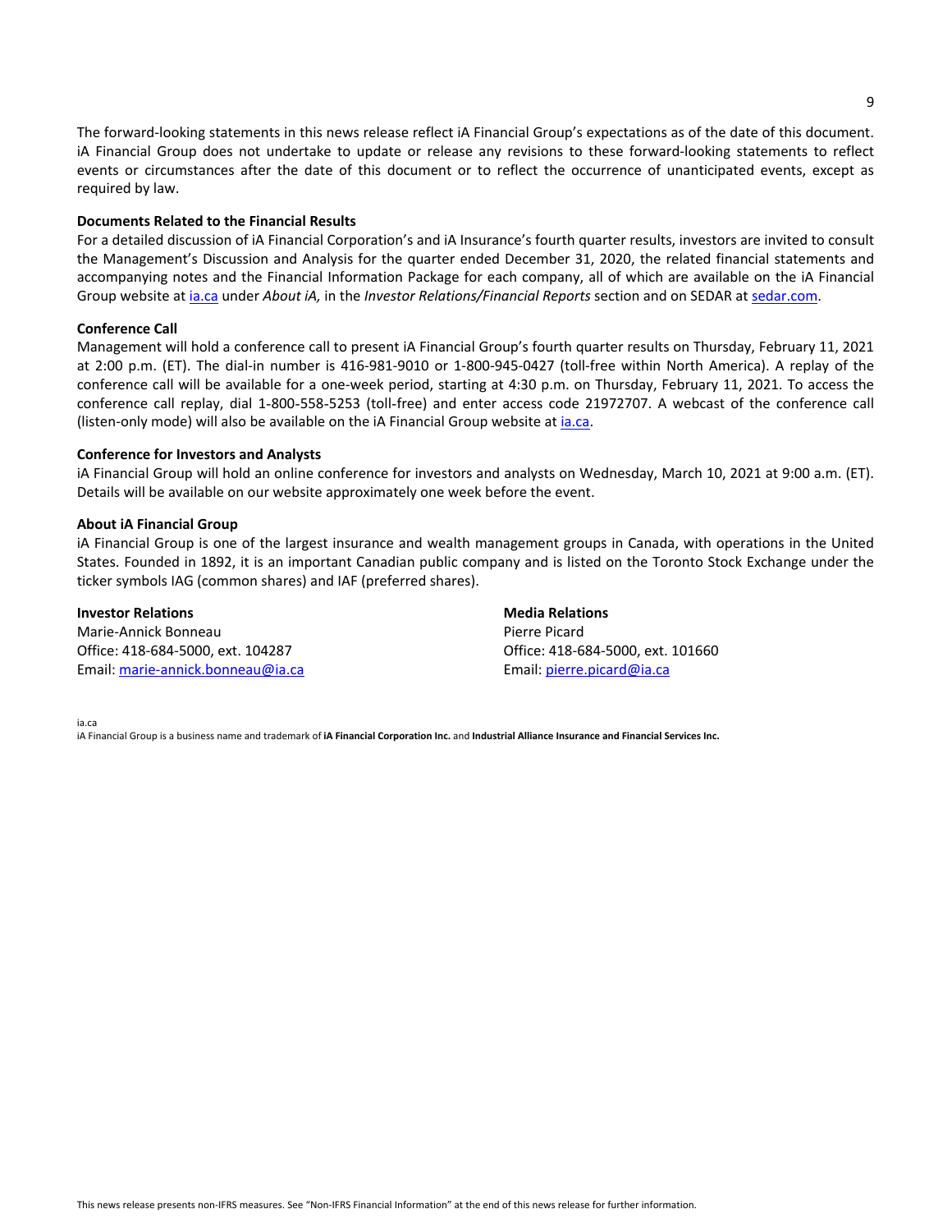The forward-looking statements in this news release reflect iA Financial Group's expectations as of the date of this document. iA Financial Group does not undertake to update or release any revisions to these forward-looking statements to reflect events or circumstances after the date of this document or to reflect the occurrence of unanticipated events, except as required by law.

**Documents Related to the Financial Results**

For a detailed discussion of iA Financial Corporation's and iA Insurance's fourth quarter results, investors are invited to consult the Management's Discussion and Analysis for the quarter ended December 31, 2020, the related financial statements and accompanying notes and the Financial Information Package for each company, all of which are available on the iA Financial Group website at ia.ca under *About iA,* in the *Investor Relations/Financial Reports* section and on SEDAR at sedar.com.

**Conference Call**

Management will hold a conference call to present iA Financial Group's fourth quarter results on Thursday, February 11, 2021 at 2:00 p.m. (ET). The dial-in number is 416-981-9010 or 1-800-945-0427 (toll-free within North America). A replay of the conference call will be available for a one-week period, starting at 4:30 p.m. on Thursday, February 11, 2021. To access the conference call replay, dial 1-800-558-5253 (toll-free) and enter access code 21972707. A webcast of the conference call (listen-only mode) will also be available on the iA Financial Group website at ia.ca.

**Conference for Investors and Analysts**

iA Financial Group will hold an online conference for investors and analysts on Wednesday, March 10, 2021 at 9:00 a.m. (ET). Details will be available on our website approximately one week before the event.

**About iA Financial Group**

iA Financial Group is one of the largest insurance and wealth management groups in Canada, with operations in the United States. Founded in 1892, it is an important Canadian public company and is listed on the Toronto Stock Exchange under the ticker symbols IAG (common shares) and IAF (preferred shares).

**Investor Relations**
Marie-Annick Bonneau
Office: 418-684-5000, ext. 104287
Email: marie-annick.bonneau@ia.ca

**Media Relations**
Pierre Picard
Office: 418-684-5000, ext. 101660
Email: pierre.picard@ia.ca

ia.ca
iA Financial Group is a business name and trademark of **iA Financial Corporation Inc.** and **Industrial Alliance Insurance and Financial Services Inc.**

This news release presents non-IFRS measures. See "Non-IFRS Financial Information" at the end of this news release for further information.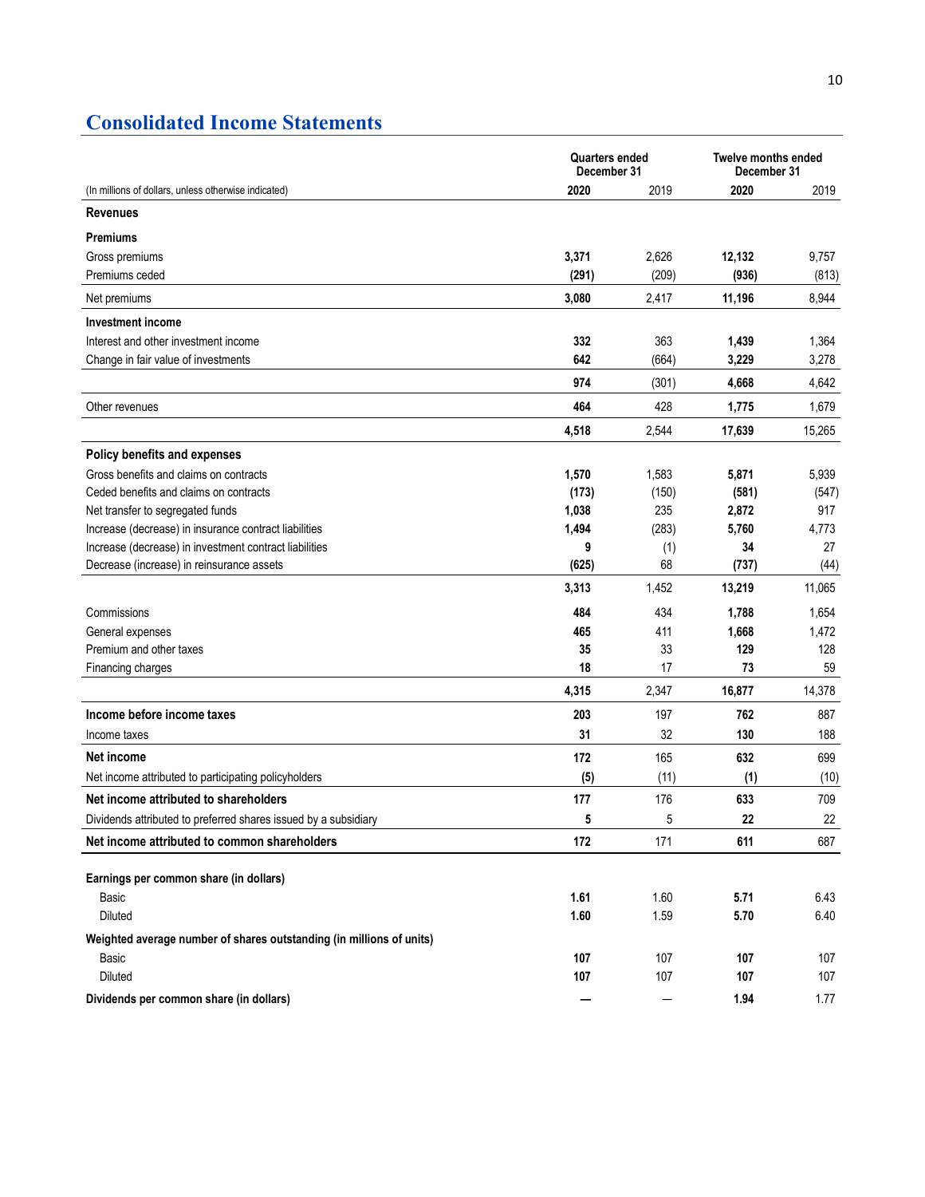## Consolidated Income Statements

| (In millions of dollars, unless otherwise indicated) | Quarters ended December 31 | | Twelve months ended December 31 | |
|---|---|---|---|---|
| | **2020** | 2019 | **2020** | 2019 |
| **Revenues** | | | | |
| **Premiums** | | | | |
| Gross premiums | **3,371** | 2,626 | **12,132** | 9,757 |
| Premiums ceded | **(291)** | (209) | **(936)** | (813) |
| Net premiums | **3,080** | 2,417 | **11,196** | 8,944 |
| **Investment income** | | | | |
| Interest and other investment income | **332** | 363 | **1,439** | 1,364 |
| Change in fair value of investments | **642** | (664) | **3,229** | 3,278 |
| | **974** | (301) | **4,668** | 4,642 |
| Other revenues | **464** | 428 | **1,775** | 1,679 |
| | **4,518** | 2,544 | **17,639** | 15,265 |
| **Policy benefits and expenses** | | | | |
| Gross benefits and claims on contracts | **1,570** | 1,583 | **5,871** | 5,939 |
| Ceded benefits and claims on contracts | **(173)** | (150) | **(581)** | (547) |
| Net transfer to segregated funds | **1,038** | 235 | **2,872** | 917 |
| Increase (decrease) in insurance contract liabilities | **1,494** | (283) | **5,760** | 4,773 |
| Increase (decrease) in investment contract liabilities | **9** | (1) | **34** | 27 |
| Decrease (increase) in reinsurance assets | **(625)** | 68 | **(737)** | (44) |
| | **3,313** | 1,452 | **13,219** | 11,065 |
| Commissions | **484** | 434 | **1,788** | 1,654 |
| General expenses | **465** | 411 | **1,668** | 1,472 |
| Premium and other taxes | **35** | 33 | **129** | 128 |
| Financing charges | **18** | 17 | **73** | 59 |
| | **4,315** | 2,347 | **16,877** | 14,378 |
| **Income before income taxes** | **203** | 197 | **762** | 887 |
| Income taxes | **31** | 32 | **130** | 188 |
| **Net income** | **172** | 165 | **632** | 699 |
| Net income attributed to participating policyholders | **(5)** | (11) | **(1)** | (10) |
| **Net income attributed to shareholders** | **177** | 176 | **633** | 709 |
| Dividends attributed to preferred shares issued by a subsidiary | **5** | 5 | **22** | 22 |
| **Net income attributed to common shareholders** | **172** | 171 | **611** | 687 |
| **Earnings per common share (in dollars)** | | | | |
| Basic | **1.61** | 1.60 | **5.71** | 6.43 |
| Diluted | **1.60** | 1.59 | **5.70** | 6.40 |
| **Weighted average number of shares outstanding (in millions of units)** | | | | |
| Basic | **107** | 107 | **107** | 107 |
| Diluted | **107** | 107 | **107** | 107 |
| **Dividends per common share (in dollars)** | **—** | — | **1.94** | 1.77 |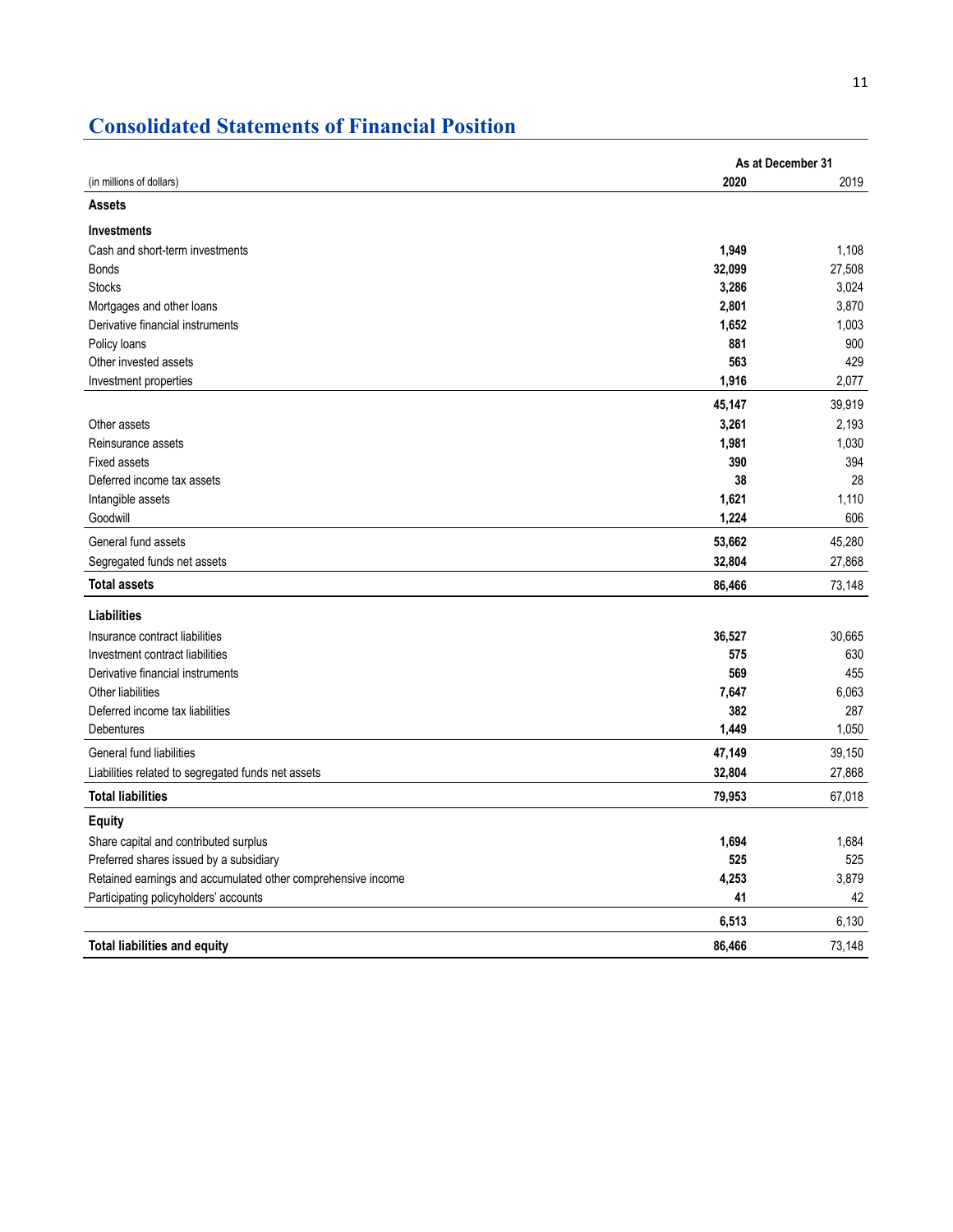## Consolidated Statements of Financial Position

| (in millions of dollars) | As at December 31 2020 | 2019 |
|---|---|---|
| **Assets** | | |
| **Investments** | | |
| Cash and short-term investments | **1,949** | 1,108 |
| Bonds | **32,099** | 27,508 |
| Stocks | **3,286** | 3,024 |
| Mortgages and other loans | **2,801** | 3,870 |
| Derivative financial instruments | **1,652** | 1,003 |
| Policy loans | **881** | 900 |
| Other invested assets | **563** | 429 |
| Investment properties | **1,916** | 2,077 |
| | **45,147** | 39,919 |
| Other assets | **3,261** | 2,193 |
| Reinsurance assets | **1,981** | 1,030 |
| Fixed assets | **390** | 394 |
| Deferred income tax assets | **38** | 28 |
| Intangible assets | **1,621** | 1,110 |
| Goodwill | **1,224** | 606 |
| General fund assets | **53,662** | 45,280 |
| Segregated funds net assets | **32,804** | 27,868 |
| **Total assets** | **86,466** | 73,148 |
| **Liabilities** | | |
| Insurance contract liabilities | **36,527** | 30,665 |
| Investment contract liabilities | **575** | 630 |
| Derivative financial instruments | **569** | 455 |
| Other liabilities | **7,647** | 6,063 |
| Deferred income tax liabilities | **382** | 287 |
| Debentures | **1,449** | 1,050 |
| General fund liabilities | **47,149** | 39,150 |
| Liabilities related to segregated funds net assets | **32,804** | 27,868 |
| **Total liabilities** | **79,953** | 67,018 |
| **Equity** | | |
| Share capital and contributed surplus | **1,694** | 1,684 |
| Preferred shares issued by a subsidiary | **525** | 525 |
| Retained earnings and accumulated other comprehensive income | **4,253** | 3,879 |
| Participating policyholders' accounts | **41** | 42 |
| | **6,513** | 6,130 |
| **Total liabilities and equity** | **86,466** | 73,148 |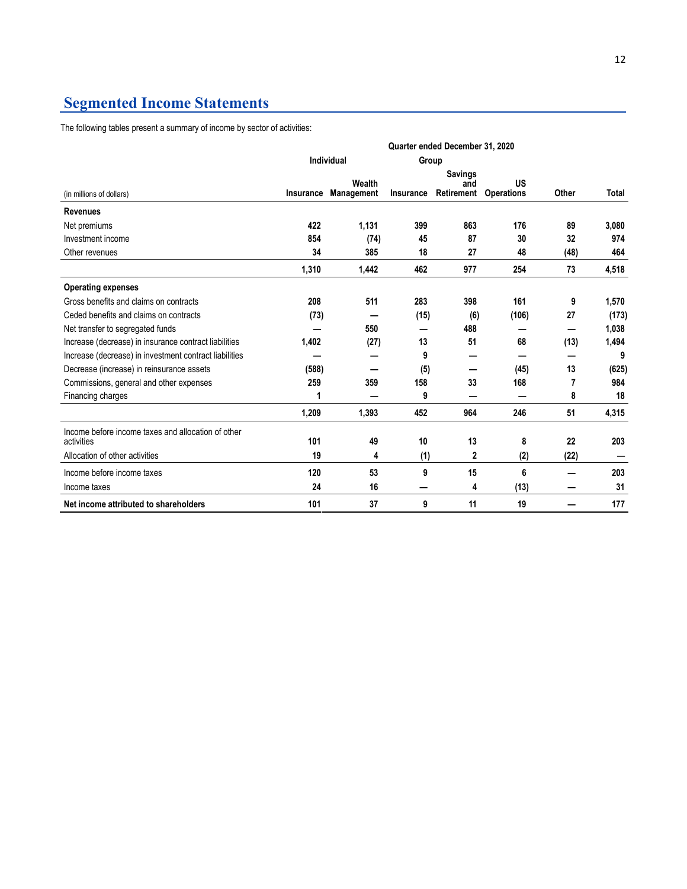## Segmented Income Statements

The following tables present a summary of income by sector of activities:

| | Quarter ended December 31, 2020 | | | | | | |
|---|---|---|---|---|---|---|---|
| | Individual | | Group | | | | |
| (in millions of dollars) | Insurance | Wealth Management | Insurance | Savings and Retirement | US Operations | Other | Total |
| **Revenues** | | | | | | | |
| Net premiums | 422 | 1,131 | 399 | 863 | 176 | 89 | 3,080 |
| Investment income | 854 | (74) | 45 | 87 | 30 | 32 | 974 |
| Other revenues | 34 | 385 | 18 | 27 | 48 | (48) | 464 |
| | 1,310 | 1,442 | 462 | 977 | 254 | 73 | 4,518 |
| **Operating expenses** | | | | | | | |
| Gross benefits and claims on contracts | 208 | 511 | 283 | 398 | 161 | 9 | 1,570 |
| Ceded benefits and claims on contracts | (73) | — | (15) | (6) | (106) | 27 | (173) |
| Net transfer to segregated funds | — | 550 | — | 488 | — | — | 1,038 |
| Increase (decrease) in insurance contract liabilities | 1,402 | (27) | 13 | 51 | 68 | (13) | 1,494 |
| Increase (decrease) in investment contract liabilities | — | — | 9 | — | — | — | 9 |
| Decrease (increase) in reinsurance assets | (588) | — | (5) | — | (45) | 13 | (625) |
| Commissions, general and other expenses | 259 | 359 | 158 | 33 | 168 | 7 | 984 |
| Financing charges | 1 | — | 9 | — | — | 8 | 18 |
| | 1,209 | 1,393 | 452 | 964 | 246 | 51 | 4,315 |
| Income before income taxes and allocation of other activities | 101 | 49 | 10 | 13 | 8 | 22 | 203 |
| Allocation of other activities | 19 | 4 | (1) | 2 | (2) | (22) | — |
| Income before income taxes | 120 | 53 | 9 | 15 | 6 | — | 203 |
| Income taxes | 24 | 16 | — | 4 | (13) | — | 31 |
| **Net income attributed to shareholders** | 101 | 37 | 9 | 11 | 19 | — | 177 |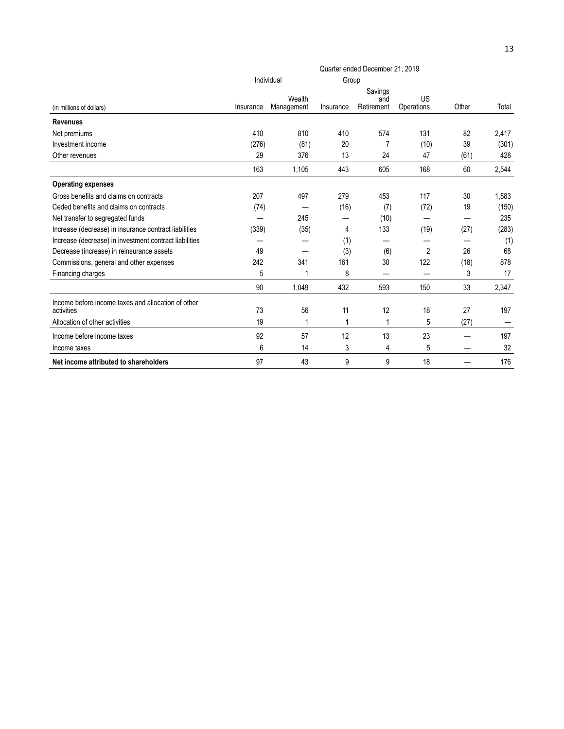| (in millions of dollars) | Quarter ended December 21, 2019 | | | | | | |
|---|---|---|---|---|---|---|---|
| | Individual | | Group | | | | |
| | Insurance | Wealth Management | Insurance | Savings and Retirement | US Operations | Other | Total |
| **Revenues** | | | | | | | |
| Net premiums | 410 | 810 | 410 | 574 | 131 | 82 | 2,417 |
| Investment income | (276) | (81) | 20 | 7 | (10) | 39 | (301) |
| Other revenues | 29 | 376 | 13 | 24 | 47 | (61) | 428 |
| | 163 | 1,105 | 443 | 605 | 168 | 60 | 2,544 |
| **Operating expenses** | | | | | | | |
| Gross benefits and claims on contracts | 207 | 497 | 279 | 453 | 117 | 30 | 1,583 |
| Ceded benefits and claims on contracts | (74) | — | (16) | (7) | (72) | 19 | (150) |
| Net transfer to segregated funds | — | 245 | — | (10) | — | — | 235 |
| Increase (decrease) in insurance contract liabilities | (339) | (35) | 4 | 133 | (19) | (27) | (283) |
| Increase (decrease) in investment contract liabilities | — | — | (1) | — | — | — | (1) |
| Decrease (increase) in reinsurance assets | 49 | — | (3) | (6) | 2 | 26 | 68 |
| Commissions, general and other expenses | 242 | 341 | 161 | 30 | 122 | (18) | 878 |
| Financing charges | 5 | 1 | 8 | — | — | 3 | 17 |
| | 90 | 1,049 | 432 | 593 | 150 | 33 | 2,347 |
| Income before income taxes and allocation of other activities | 73 | 56 | 11 | 12 | 18 | 27 | 197 |
| Allocation of other activities | 19 | 1 | 1 | 1 | 5 | (27) | — |
| Income before income taxes | 92 | 57 | 12 | 13 | 23 | — | 197 |
| Income taxes | 6 | 14 | 3 | 4 | 5 | — | 32 |
| **Net income attributed to shareholders** | 97 | 43 | 9 | 9 | 18 | — | 176 |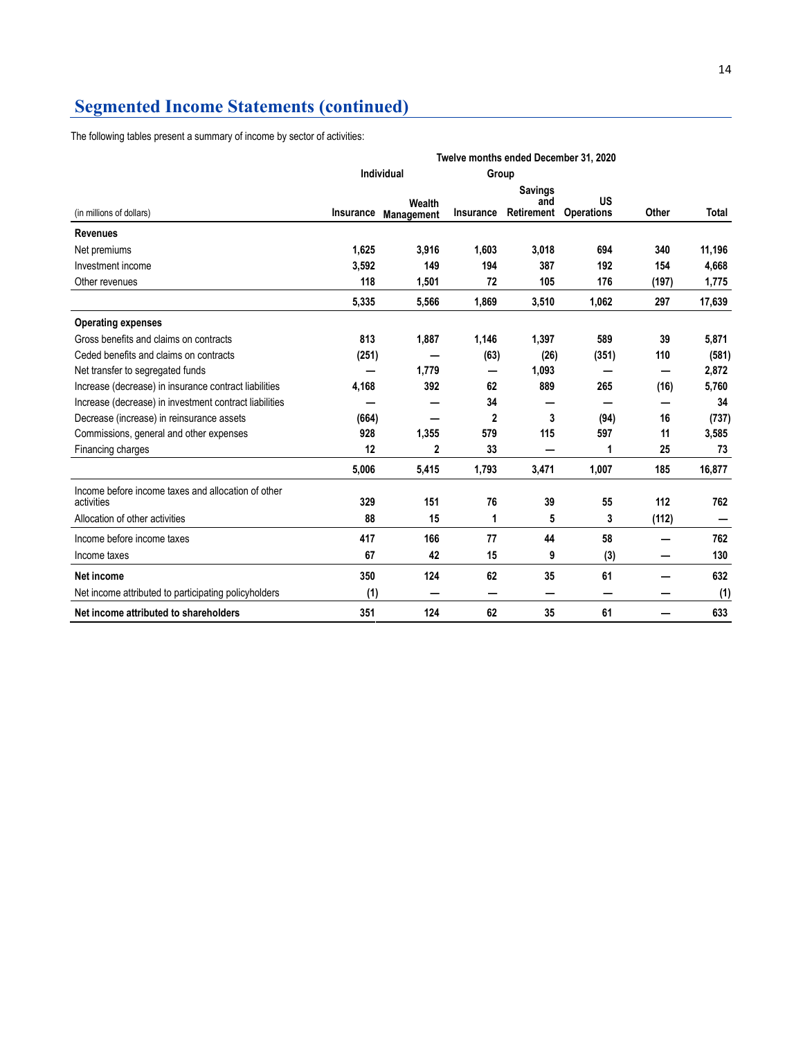## Segmented Income Statements (continued)

The following tables present a summary of income by sector of activities:

| | Twelve months ended December 31, 2020 | | | | | | |
|---|---|---|---|---|---|---|---|
| | Individual | | Group | | | | |
| (in millions of dollars) | Insurance | Wealth Management | Insurance | Savings and Retirement | US Operations | Other | Total |
| **Revenues** | | | | | | | |
| Net premiums | 1,625 | 3,916 | 1,603 | 3,018 | 694 | 340 | 11,196 |
| Investment income | 3,592 | 149 | 194 | 387 | 192 | 154 | 4,668 |
| Other revenues | 118 | 1,501 | 72 | 105 | 176 | (197) | 1,775 |
| | 5,335 | 5,566 | 1,869 | 3,510 | 1,062 | 297 | 17,639 |
| **Operating expenses** | | | | | | | |
| Gross benefits and claims on contracts | 813 | 1,887 | 1,146 | 1,397 | 589 | 39 | 5,871 |
| Ceded benefits and claims on contracts | (251) | — | (63) | (26) | (351) | 110 | (581) |
| Net transfer to segregated funds | — | 1,779 | — | 1,093 | — | — | 2,872 |
| Increase (decrease) in insurance contract liabilities | 4,168 | 392 | 62 | 889 | 265 | (16) | 5,760 |
| Increase (decrease) in investment contract liabilities | — | — | 34 | — | — | — | 34 |
| Decrease (increase) in reinsurance assets | (664) | — | 2 | 3 | (94) | 16 | (737) |
| Commissions, general and other expenses | 928 | 1,355 | 579 | 115 | 597 | 11 | 3,585 |
| Financing charges | 12 | 2 | 33 | — | 1 | 25 | 73 |
| | 5,006 | 5,415 | 1,793 | 3,471 | 1,007 | 185 | 16,877 |
| Income before income taxes and allocation of other activities | 329 | 151 | 76 | 39 | 55 | 112 | 762 |
| Allocation of other activities | 88 | 15 | 1 | 5 | 3 | (112) | — |
| Income before income taxes | 417 | 166 | 77 | 44 | 58 | — | 762 |
| Income taxes | 67 | 42 | 15 | 9 | (3) | — | 130 |
| **Net income** | 350 | 124 | 62 | 35 | 61 | — | 632 |
| Net income attributed to participating policyholders | (1) | — | — | — | — | — | (1) |
| **Net income attributed to shareholders** | 351 | 124 | 62 | 35 | 61 | — | 633 |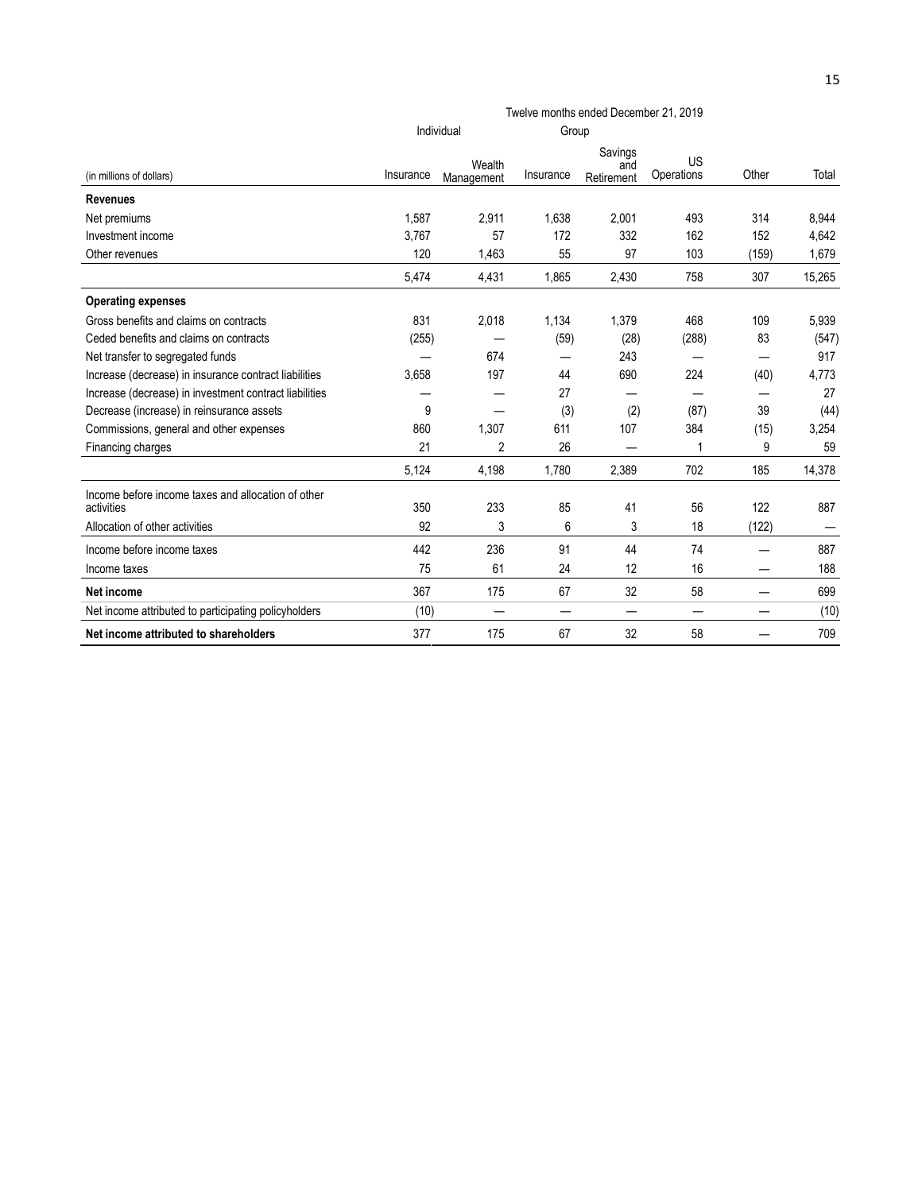| | Twelve months ended December 21, 2019 | | | | | | |
|---|---|---|---|---|---|---|---|
| | Individual | | Group | | | | |
| (in millions of dollars) | Insurance | Wealth Management | Insurance | Savings and Retirement | US Operations | Other | Total |
| **Revenues** | | | | | | | |
| Net premiums | 1,587 | 2,911 | 1,638 | 2,001 | 493 | 314 | 8,944 |
| Investment income | 3,767 | 57 | 172 | 332 | 162 | 152 | 4,642 |
| Other revenues | 120 | 1,463 | 55 | 97 | 103 | (159) | 1,679 |
| | 5,474 | 4,431 | 1,865 | 2,430 | 758 | 307 | 15,265 |
| **Operating expenses** | | | | | | | |
| Gross benefits and claims on contracts | 831 | 2,018 | 1,134 | 1,379 | 468 | 109 | 5,939 |
| Ceded benefits and claims on contracts | (255) | — | (59) | (28) | (288) | 83 | (547) |
| Net transfer to segregated funds | — | 674 | — | 243 | — | — | 917 |
| Increase (decrease) in insurance contract liabilities | 3,658 | 197 | 44 | 690 | 224 | (40) | 4,773 |
| Increase (decrease) in investment contract liabilities | — | — | 27 | — | — | — | 27 |
| Decrease (increase) in reinsurance assets | 9 | — | (3) | (2) | (87) | 39 | (44) |
| Commissions, general and other expenses | 860 | 1,307 | 611 | 107 | 384 | (15) | 3,254 |
| Financing charges | 21 | 2 | 26 | — | 1 | 9 | 59 |
| | 5,124 | 4,198 | 1,780 | 2,389 | 702 | 185 | 14,378 |
| Income before income taxes and allocation of other activities | 350 | 233 | 85 | 41 | 56 | 122 | 887 |
| Allocation of other activities | 92 | 3 | 6 | 3 | 18 | (122) | — |
| Income before income taxes | 442 | 236 | 91 | 44 | 74 | — | 887 |
| Income taxes | 75 | 61 | 24 | 12 | 16 | — | 188 |
| **Net income** | 367 | 175 | 67 | 32 | 58 | — | 699 |
| Net income attributed to participating policyholders | (10) | — | — | — | — | — | (10) |
| **Net income attributed to shareholders** | 377 | 175 | 67 | 32 | 58 | — | 709 |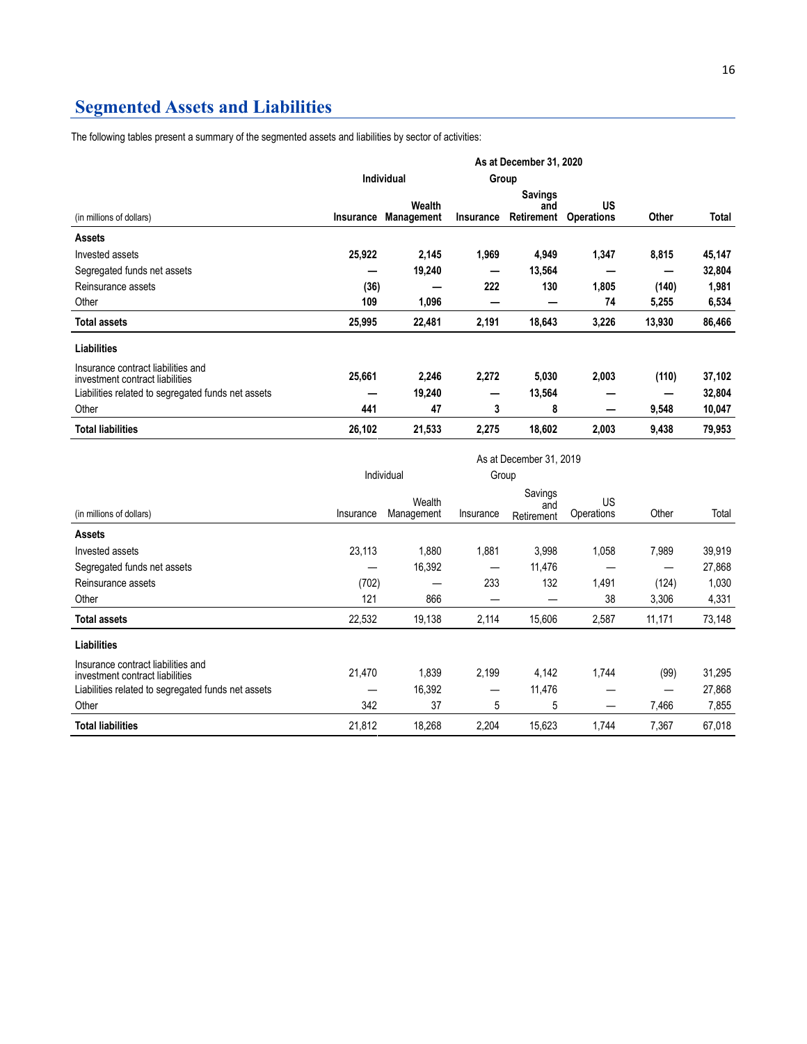## Segmented Assets and Liabilities

The following tables present a summary of the segmented assets and liabilities by sector of activities:

| | As at December 31, 2020 | | | | | | |
|---|---|---|---|---|---|---|---|
| | Individual | | Group | | | | |
| (in millions of dollars) | Insurance | Wealth Management | Insurance | Savings and Retirement | US Operations | Other | Total |
| **Assets** | | | | | | | |
| Invested assets | **25,922** | **2,145** | **1,969** | **4,949** | **1,347** | **8,815** | **45,147** |
| Segregated funds net assets | **—** | **19,240** | **—** | **13,564** | **—** | **—** | **32,804** |
| Reinsurance assets | **(36)** | **—** | **222** | **130** | **1,805** | **(140)** | **1,981** |
| Other | **109** | **1,096** | **—** | **—** | **74** | **5,255** | **6,534** |
| **Total assets** | **25,995** | **22,481** | **2,191** | **18,643** | **3,226** | **13,930** | **86,466** |
| **Liabilities** | | | | | | | |
| Insurance contract liabilities and investment contract liabilities | **25,661** | **2,246** | **2,272** | **5,030** | **2,003** | **(110)** | **37,102** |
| Liabilities related to segregated funds net assets | **—** | **19,240** | **—** | **13,564** | **—** | **—** | **32,804** |
| Other | **441** | **47** | **3** | **8** | **—** | **9,548** | **10,047** |
| **Total liabilities** | **26,102** | **21,533** | **2,275** | **18,602** | **2,003** | **9,438** | **79,953** |

| | As at December 31, 2019 | | | | | | |
|---|---|---|---|---|---|---|---|
| | Individual | | Group | | | | |
| (in millions of dollars) | Insurance | Wealth Management | Insurance | Savings and Retirement | US Operations | Other | Total |
| **Assets** | | | | | | | |
| Invested assets | 23,113 | 1,880 | 1,881 | 3,998 | 1,058 | 7,989 | 39,919 |
| Segregated funds net assets | — | 16,392 | — | 11,476 | — | — | 27,868 |
| Reinsurance assets | (702) | — | 233 | 132 | 1,491 | (124) | 1,030 |
| Other | 121 | 866 | — | — | 38 | 3,306 | 4,331 |
| **Total assets** | 22,532 | 19,138 | 2,114 | 15,606 | 2,587 | 11,171 | 73,148 |
| **Liabilities** | | | | | | | |
| Insurance contract liabilities and investment contract liabilities | 21,470 | 1,839 | 2,199 | 4,142 | 1,744 | (99) | 31,295 |
| Liabilities related to segregated funds net assets | — | 16,392 | — | 11,476 | — | — | 27,868 |
| Other | 342 | 37 | 5 | 5 | — | 7,466 | 7,855 |
| **Total liabilities** | 21,812 | 18,268 | 2,204 | 15,623 | 1,744 | 7,367 | 67,018 |